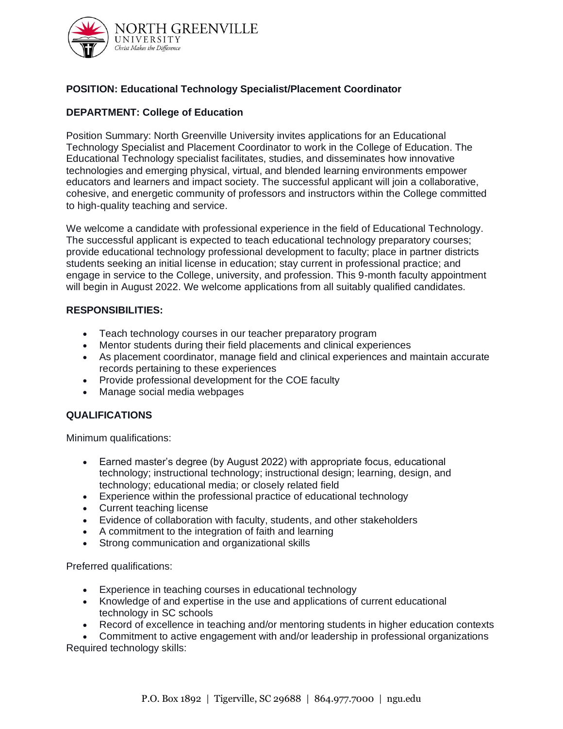**POSITION: Educational Technology Specialist/Placement Coordinator**

**DEPARTMENT: College of Education**

Position Summary: North Greenville University invites applications for an Educational Technology Specialist and Placement Coordinator to work in the College of Education. The Educational Technology specialist facilitates, studies, and disseminates how innovative technologies and emerging physical, virtual, and blended learning environments empower educators and learners and impact society. The successful applicant will join a collaborative, cohesive, and energetic community of professors and instructors within the College committed to high-quality teaching and service.

We welcome a candidate with professional experience in the field of Educational Technology. The successful applicant is expected to teach educational technology preparatory courses; provide educational technology professional development to faculty; place in partner districts students seeking an initial license in education; stay current in professional practice; and engage in service to the College, university, and profession. This 9-month faculty appointment will begin in August 2022. We welcome applications from all suitably qualified candidates.

**RESPONSIBILITIES:**

- Teach technology courses in our teacher preparatory program
- Mentor students during their field placements and clinical experiences
- As placement coordinator, manage field and clinical experiences and maintain accurate records pertaining to these experiences
- Provide professional development for the COE faculty
- Manage social media webpages

**QUALIFICATIONS**

Minimum qualifications:

- Earned master's degree (by August 2022) with appropriate focus, educational technology; instructional technology; instructional design; learning, design, and technology; educational media; or closely related field
- Experience within the professional practice of educational technology
- Current teaching license
- Evidence of collaboration with faculty, students, and other stakeholders
- A commitment to the integration of faith and learning
- Strong communication and organizational skills

Preferred qualifications:

- Experience in teaching courses in educational technology
- Knowledge of and expertise in the use and applications of current educational technology in SC schools
- Record of excellence in teaching and/or mentoring students in higher education contexts
- Commitment to active engagement with and/or leadership in professional organizations

Required technology skills: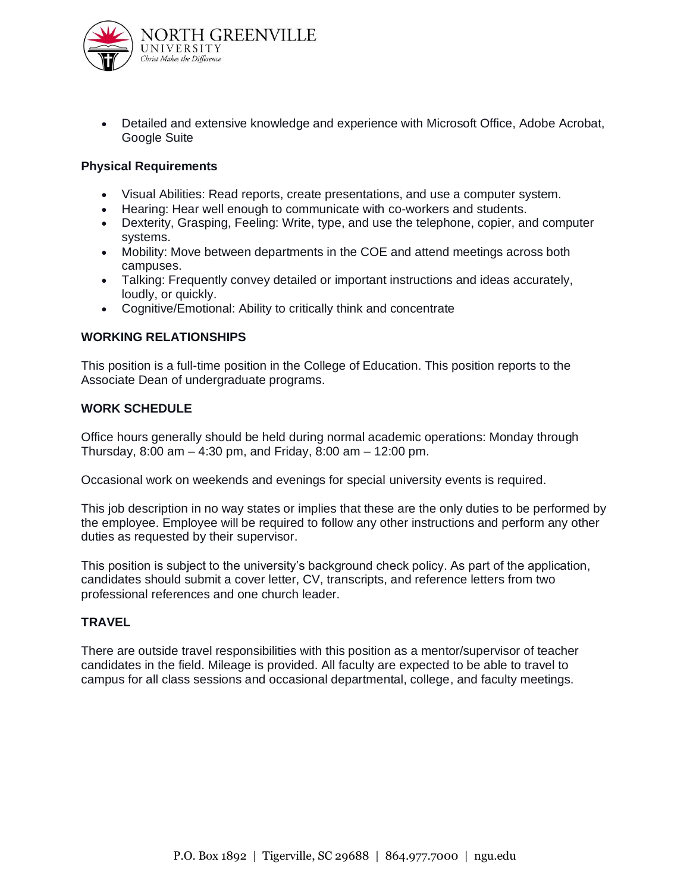- Detailed and extensive knowledge and experience with Microsoft Office, Adobe Acrobat, Google Suite

**Physical Requirements**

- Visual Abilities: Read reports, create presentations, and use a computer system.
- Hearing: Hear well enough to communicate with co-workers and students.
- Dexterity, Grasping, Feeling: Write, type, and use the telephone, copier, and computer systems.
- Mobility: Move between departments in the COE and attend meetings across both campuses.
- Talking: Frequently convey detailed or important instructions and ideas accurately, loudly, or quickly.
- Cognitive/Emotional: Ability to critically think and concentrate

## WORKING RELATIONSHIPS

This position is a full-time position in the College of Education. This position reports to the Associate Dean of undergraduate programs.

## WORK SCHEDULE

Office hours generally should be held during normal academic operations: Monday through Thursday, 8:00 am – 4:30 pm, and Friday, 8:00 am – 12:00 pm.

Occasional work on weekends and evenings for special university events is required.

This job description in no way states or implies that these are the only duties to be performed by the employee. Employee will be required to follow any other instructions and perform any other duties as requested by their supervisor.

This position is subject to the university's background check policy. As part of the application, candidates should submit a cover letter, CV, transcripts, and reference letters from two professional references and one church leader.

## TRAVEL

There are outside travel responsibilities with this position as a mentor/supervisor of teacher candidates in the field. Mileage is provided. All faculty are expected to be able to travel to campus for all class sessions and occasional departmental, college, and faculty meetings.